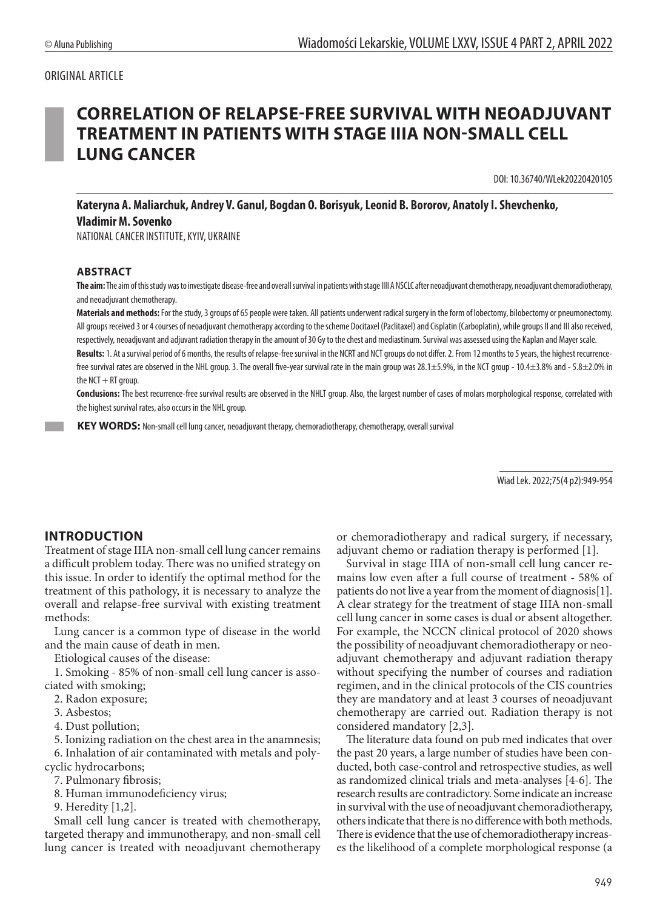ORIGINAL ARTICLE

# CORRELATION OF RELAPSE-FREE SURVIVAL WITH NEOADJUVANT TREATMENT IN PATIENTS WITH STAGE IIIA NON-SMALL CELL LUNG CANCER

DOI: 10.36740/WLek20220420105

**Kateryna A. Maliarchuk, Andrey V. Ganul, Bogdan O. Borisyuk, Leonid B. Bororov, Anatoly I. Shevchenko, Vladimir M. Sovenko**

NATIONAL CANCER INSTITUTE, KYIV, UKRAINE

## ABSTRACT

**The aim:** The aim of this study was to investigate disease-free and overall survival in patients with stage IIII A NSCLC after neoadjuvant chemotherapy, neoadjuvant chemoradiotherapy, and neoadjuvant chemotherapy.

**Materials and methods:** For the study, 3 groups of 65 people were taken. All patients underwent radical surgery in the form of lobectomy, bilobectomy or pneumonectomy. All groups received 3 or 4 courses of neoadjuvant chemotherapy according to the scheme Docitaxel (Paclitaxel) and Cisplatin (Carboplatin), while groups II and III also received, respectively, neoadjuvant and adjuvant radiation therapy in the amount of 30 Gy to the chest and mediastinum. Survival was assessed using the Kaplan and Mayer scale.

**Results:** 1. At a survival period of 6 months, the results of relapse-free survival in the NCRT and NCT groups do not differ. 2. From 12 months to 5 years, the highest recurrence-free survival rates are observed in the NHL group. 3. The overall five-year survival rate in the main group was 28.1±5.9%, in the NCT group - 10.4±3.8% and - 5.8±2.0% in the NCT + RT group.

**Conclusions:** The best recurrence-free survival results are observed in the NHLT group. Also, the largest number of cases of molars morphological response, correlated with the highest survival rates, also occurs in the NHL group.

**KEY WORDS:** Non-small cell lung cancer, neoadjuvant therapy, chemoradiotherapy, chemotherapy, overall survival

Wiad Lek. 2022;75(4 p2):949-954

## INTRODUCTION

Treatment of stage IIIA non-small cell lung cancer remains a difficult problem today. There was no unified strategy on this issue. In order to identify the optimal method for the treatment of this pathology, it is necessary to analyze the overall and relapse-free survival with existing treatment methods:

Lung cancer is a common type of disease in the world and the main cause of death in men.

Etiological causes of the disease:

1. Smoking - 85% of non-small cell lung cancer is associated with smoking;
2. Radon exposure;
3. Asbestos;
4. Dust pollution;
5. Ionizing radiation on the chest area in the anamnesis;
6. Inhalation of air contaminated with metals and polycyclic hydrocarbons;
7. Pulmonary fibrosis;
8. Human immunodeficiency virus;
9. Heredity [1,2].

Small cell lung cancer is treated with chemotherapy, targeted therapy and immunotherapy, and non-small cell lung cancer is treated with neoadjuvant chemotherapy or chemoradiotherapy and radical surgery, if necessary, adjuvant chemo or radiation therapy is performed [1].

Survival in stage IIIA of non-small cell lung cancer remains low even after a full course of treatment - 58% of patients do not live a year from the moment of diagnosis[1]. A clear strategy for the treatment of stage IIIA non-small cell lung cancer in some cases is dual or absent altogether. For example, the NCCN clinical protocol of 2020 shows the possibility of neoadjuvant chemoradiotherapy or neoadjuvant chemotherapy and adjuvant radiation therapy without specifying the number of courses and radiation regimen, and in the clinical protocols of the CIS countries they are mandatory and at least 3 courses of neoadjuvant chemotherapy are carried out. Radiation therapy is not considered mandatory [2,3].

The literature data found on pub med indicates that over the past 20 years, a large number of studies have been conducted, both case-control and retrospective studies, as well as randomized clinical trials and meta-analyses [4-6]. The research results are contradictory. Some indicate an increase in survival with the use of neoadjuvant chemoradiotherapy, others indicate that there is no difference with both methods. There is evidence that the use of chemoradiotherapy increases the likelihood of a complete morphological response (a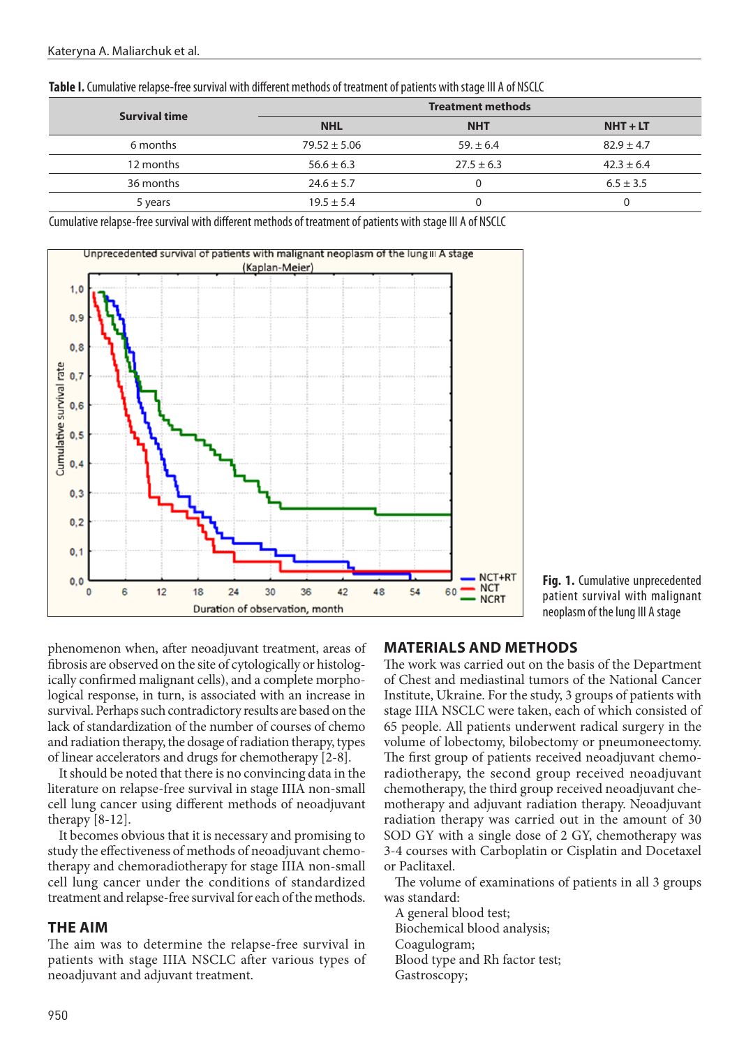**Table I.** Cumulative relapse-free survival with different methods of treatment of patients with stage III A of NSCLC

| Survival time | Treatment methods | | |
|---|---|---|---|
| | NHL | NHT | NHT + LT |
| 6 months | 79.52 ± 5.06 | 59. ± 6.4 | 82.9 ± 4.7 |
| 12 months | 56.6 ± 6.3 | 27.5 ± 6.3 | 42.3 ± 6.4 |
| 36 months | 24.6 ± 5.7 | 0 | 6.5 ± 3.5 |
| 5 years | 19.5 ± 5.4 | 0 | 0 |

Cumulative relapse-free survival with different methods of treatment of patients with stage III A of NSCLC

**Fig. 1.** Cumulative unprecedented patient survival with malignant neoplasm of the lung III A stage

phenomenon when, after neoadjuvant treatment, areas of fibrosis are observed on the site of cytologically or histologically confirmed malignant cells), and a complete morphological response, in turn, is associated with an increase in survival. Perhaps such contradictory results are based on the lack of standardization of the number of courses of chemo and radiation therapy, the dosage of radiation therapy, types of linear accelerators and drugs for chemotherapy [2-8].

It should be noted that there is no convincing data in the literature on relapse-free survival in stage IIIA non-small cell lung cancer using different methods of neoadjuvant therapy [8-12].

It becomes obvious that it is necessary and promising to study the effectiveness of methods of neoadjuvant chemotherapy and chemoradiotherapy for stage IIIA non-small cell lung cancer under the conditions of standardized treatment and relapse-free survival for each of the methods.

## THE AIM

The aim was to determine the relapse-free survival in patients with stage IIIA NSCLC after various types of neoadjuvant and adjuvant treatment.

## MATERIALS AND METHODS

The work was carried out on the basis of the Department of Chest and mediastinal tumors of the National Cancer Institute, Ukraine. For the study, 3 groups of patients with stage IIIA NSCLC were taken, each of which consisted of 65 people. All patients underwent radical surgery in the volume of lobectomy, bilobectomy or pneumoneectomy. The first group of patients received neoadjuvant chemoradiotherapy, the second group received neoadjuvant chemotherapy, the third group received neoadjuvant chemotherapy and adjuvant radiation therapy. Neoadjuvant radiation therapy was carried out in the amount of 30 SOD GY with a single dose of 2 GY, chemotherapy was 3-4 courses with Carboplatin or Cisplatin and Docetaxel or Paclitaxel.

The volume of examinations of patients in all 3 groups was standard:

A general blood test;
Biochemical blood analysis;
Coagulogram;
Blood type and Rh factor test;
Gastroscopy;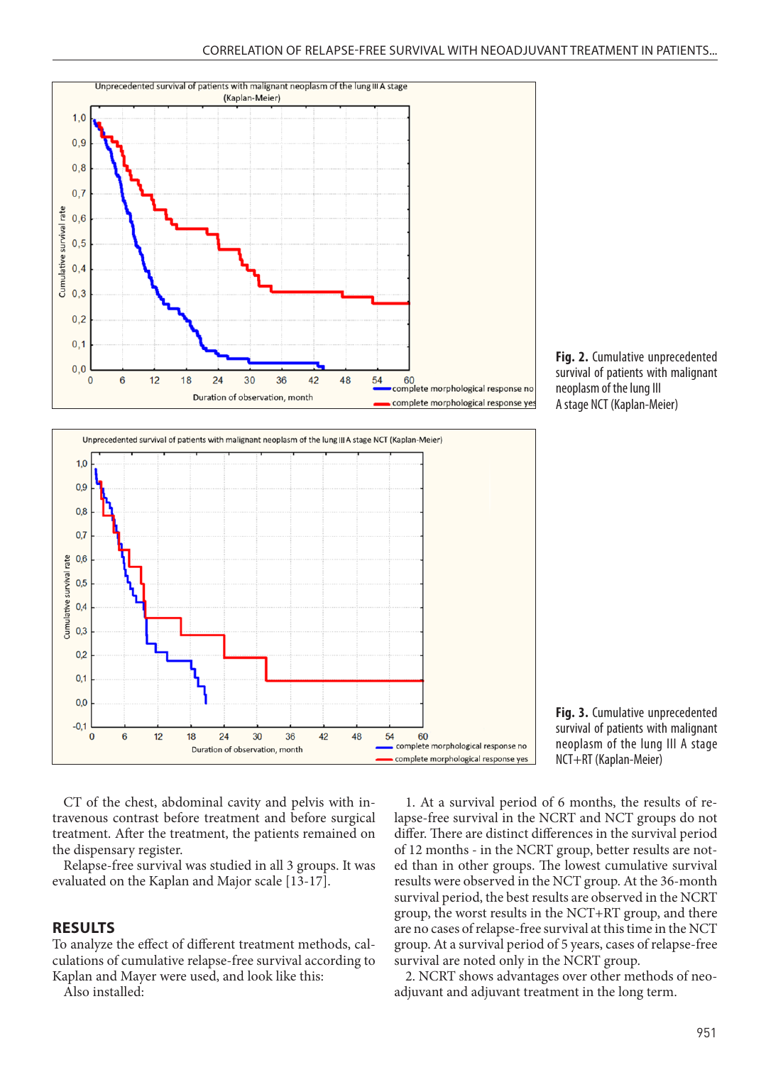Fig. 2. Cumulative unprecedented survival of patients with malignant neoplasm of the lung III A stage NCT (Kaplan-Meier)

Fig. 3. Cumulative unprecedented survival of patients with malignant neoplasm of the lung III A stage NCT+RT (Kaplan-Meier)

CT of the chest, abdominal cavity and pelvis with intravenous contrast before treatment and before surgical treatment. After the treatment, the patients remained on the dispensary register.

Relapse-free survival was studied in all 3 groups. It was evaluated on the Kaplan and Major scale [13-17].

## RESULTS

To analyze the effect of different treatment methods, calculations of cumulative relapse-free survival according to Kaplan and Mayer were used, and look like this:

Also installed:

1. At a survival period of 6 months, the results of relapse-free survival in the NCRT and NCT groups do not differ. There are distinct differences in the survival period of 12 months - in the NCRT group, better results are noted than in other groups. The lowest cumulative survival results were observed in the NCT group. At the 36-month survival period, the best results are observed in the NCRT group, the worst results in the NCT+RT group, and there are no cases of relapse-free survival at this time in the NCT group. At a survival period of 5 years, cases of relapse-free survival are noted only in the NCRT group.

2. NCRT shows advantages over other methods of neoadjuvant and adjuvant treatment in the long term.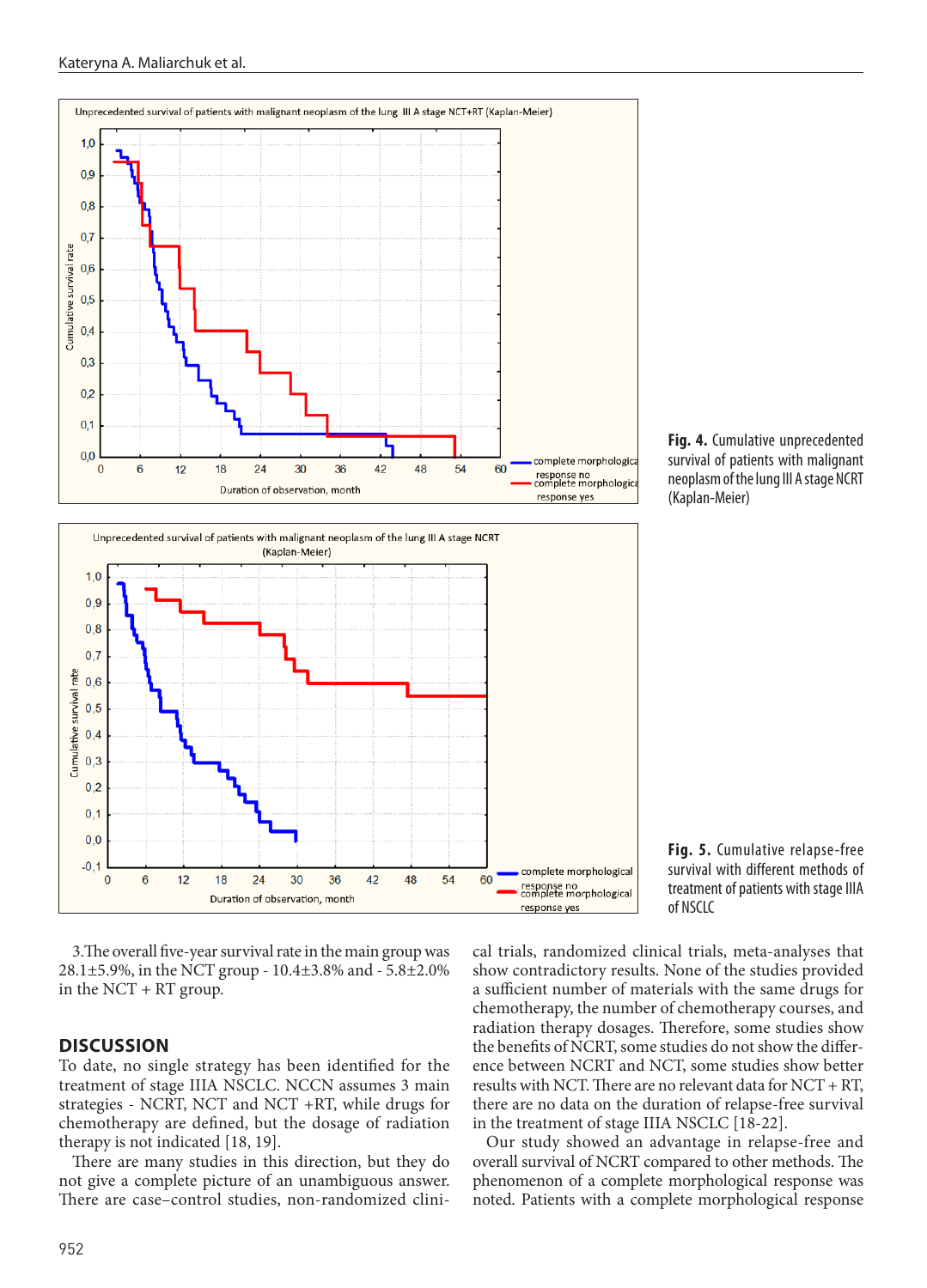**Fig. 4.** Cumulative unprecedented survival of patients with malignant neoplasm of the lung III A stage NCRT (Kaplan-Meier)

**Fig. 5.** Cumulative relapse-free survival with different methods of treatment of patients with stage IIIA of NSCLC

3.The overall five-year survival rate in the main group was 28.1±5.9%, in the NCT group - 10.4±3.8% and - 5.8±2.0% in the NCT + RT group.

## DISCUSSION

To date, no single strategy has been identified for the treatment of stage IIIA NSCLC. NCCN assumes 3 main strategies - NCRT, NCT and NCT +RT, while drugs for chemotherapy are defined, but the dosage of radiation therapy is not indicated [18, 19].

There are many studies in this direction, but they do not give a complete picture of an unambiguous answer. There are case–control studies, non-randomized clinical trials, randomized clinical trials, meta-analyses that show contradictory results. None of the studies provided a sufficient number of materials with the same drugs for chemotherapy, the number of chemotherapy courses, and radiation therapy dosages. Therefore, some studies show the benefits of NCRT, some studies do not show the difference between NCRT and NCT, some studies show better results with NCT. There are no relevant data for NCT + RT, there are no data on the duration of relapse-free survival in the treatment of stage IIIA NSCLC [18-22].

Our study showed an advantage in relapse-free and overall survival of NCRT compared to other methods. The phenomenon of a complete morphological response was noted. Patients with a complete morphological response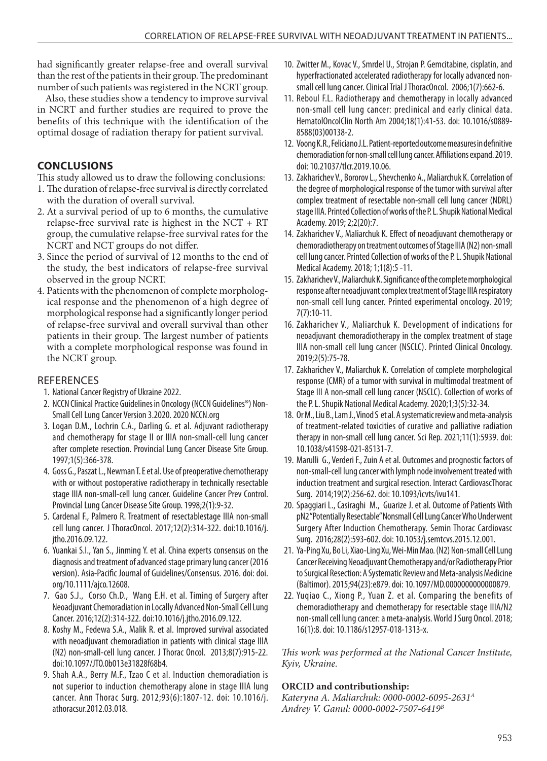had significantly greater relapse-free and overall survival than the rest of the patients in their group. The predominant number of such patients was registered in the NCRT group.

Also, these studies show a tendency to improve survival in NCRT and further studies are required to prove the benefits of this technique with the identification of the optimal dosage of radiation therapy for patient survival.

## CONCLUSIONS

This study allowed us to draw the following conclusions:

1. The duration of relapse-free survival is directly correlated with the duration of overall survival.
2. At a survival period of up to 6 months, the cumulative relapse-free survival rate is highest in the NCT + RT group, the cumulative relapse-free survival rates for the NCRT and NCT groups do not differ.
3. Since the period of survival of 12 months to the end of the study, the best indicators of relapse-free survival observed in the group NCRT.
4. Patients with the phenomenon of complete morphological response and the phenomenon of a high degree of morphological response had a significantly longer period of relapse-free survival and overall survival than other patients in their group. The largest number of patients with a complete morphological response was found in the NCRT group.

## REFERENCES

1. National Cancer Registry of Ukraine 2022.
2. NCCN Clinical Practice Guidelines in Oncology (NCCN Guidelines®) Non-Small Cell Lung Cancer Version 3.2020. 2020 NCCN.org
3. Logan D.M., Lochrin C.A., Darling G. et al. Adjuvant radiotherapy and chemotherapy for stage II or IIIA non-small-cell lung cancer after complete resection. Provincial Lung Cancer Disease Site Group. 1997;1(5):366-378.
4. Goss G., Paszat L., Newman T. E et al. Use of preoperative chemotherapy with or without postoperative radiotherapy in technically resectable stage IIIA non-small-cell lung cancer. Guideline Cancer Prev Control. Provincial Lung Cancer Disease Site Group. 1998;2(1):9-32.
5. Cardenal F., Palmero R. Treatment of resectablestage IIIA non-small cell lung cancer. J ThoracOncol. 2017;12(2):314-322. doi:10.1016/j.jtho.2016.09.122.
6. Yuankai S.I., Yan S., Jinming Y. et al. China experts consensus on the diagnosis and treatment of advanced stage primary lung cancer (2016 version). Asia-Pacific Journal of Guidelines/Consensus. 2016. doi: doi.org/10.1111/ajco.12608.
7. Gao S.J., Corso Ch.D., Wang E.H. et al. Timing of Surgery after Neoadjuvant Chemoradiation in Locally Advanced Non-Small Cell Lung Cancer. 2016;12(2):314-322. doi:10.1016/j.jtho.2016.09.122.
8. Koshy M., Fedewa S.A., Malik R. et al. Improved survival associated with neoadjuvant chemoradiation in patients with clinical stage IIIA (N2) non-small-cell lung cancer. J Thorac Oncol. 2013;8(7):915-22. doi:10.1097/JTO.0b013e31828f68b4.
9. Shah A.A., Berry M.F., Tzao C et al. Induction chemoradiation is not superior to induction chemotherapy alone in stage IIIA lung cancer. Ann Thorac Surg. 2012;93(6):1807-12. doi: 10.1016/j.athoracsur.2012.03.018.
10. Zwitter M., Kovac V., Smrdel U., Strojan P. Gemcitabine, cisplatin, and hyperfractionated accelerated radiotherapy for locally advanced non-small cell lung cancer. Clinical Trial J ThoracOncol. 2006;1(7):662-6.
11. Reboul F.L. Radiotherapy and chemotherapy in locally advanced non-small cell lung cancer: preclinical and early clinical data. HematolOncolClin North Am 2004;18(1):41-53. doi: 10.1016/s0889-8588(03)00138-2.
12. Voong K.R., Feliciano J.L. Patient-reported outcome measures in definitive chemoradiation for non-small cell lung cancer. Affiliations expand. 2019. doi: 10.21037/tlcr.2019.10.06.
13. Zakharichev V., Bororov L., Shevchenko A., Maliarchuk K. Correlation of the degree of morphological response of the tumor with survival after complex treatment of resectable non-small cell lung cancer (NDRL) stage IIIA. Printed Collection of works of the P. L. Shupik National Medical Academy. 2019; 2;2(20):7.
14. Zakharichev V., Maliarchuk K. Effect of neoadjuvant chemotherapy or chemoradiotherapy on treatment outcomes of Stage IIIA (N2) non-small cell lung cancer. Printed Collection of works of the P. L. Shupik National Medical Academy. 2018; 1;1(8):5 -11.
15. Zakharichev V., Maliarchuk K. Significance of the complete morphological response after neoadjuvant complex treatment of Stage IIIA respiratory non-small cell lung cancer. Printed experimental oncology. 2019; 7(7):10-11.
16. Zakharichev V., Maliarchuk K. Development of indications for neoadjuvant chemoradiotherapy in the complex treatment of stage IIIA non-small cell lung cancer (NSCLC). Printed Clinical Oncology. 2019;2(5):75-78.
17. Zakharichev V., Maliarchuk K. Correlation of complete morphological response (CMR) of a tumor with survival in multimodal treatment of Stage III A non-small cell lung cancer (NSCLC). Collection of works of the P. L. Shupik National Medical Academy. 2020;1;3(5):32-34.
18. Or M., Liu B., Lam J., Vinod S et al. A systematic review and meta-analysis of treatment-related toxicities of curative and palliative radiation therapy in non-small cell lung cancer. Sci Rep. 2021;11(1):5939. doi: 10.1038/s41598-021-85131-7.
19. Marulli G., Verderi F., Zuin A et al. Outcomes and prognostic factors of non-small-cell lung cancer with lymph node involvement treated with induction treatment and surgical resection. Interact CardiovascThorac Surg. 2014;19(2):256-62. doi: 10.1093/icvts/ivu141.
20. Spaggiari L., Casiraghi M., Guarize J. et al. Outcome of Patients With pN2 "Potentially Resectable" Nonsmall Cell Lung Cancer Who Underwent Surgery After Induction Chemotherapy. Semin Thorac Cardiovasc Surg. 2016;28(2):593-602. doi: 10.1053/j.semtcvs.2015.12.001.
21. Ya-Ping Xu, Bo Li, Xiao-Ling Xu, Wei-Min Mao. (N2) Non-small Cell Lung Cancer Receiving Neoadjuvant Chemotherapy and/or Radiotherapy Prior to Surgical Resection: A Systematic Review and Meta-analysis Medicine (Baltimor). 2015;94(23):e879. doi: 10.1097/MD.0000000000000879.
22. Yuqiao C., Xiong P., Yuan Z. et al. Comparing the benefits of chemoradiotherapy and chemotherapy for resectable stage IIIA/N2 non-small cell lung cancer: a meta-analysis. World J Surg Oncol. 2018; 16(1):8. doi: 10.1186/s12957-018-1313-x.

*This work was performed at the National Cancer Institute, Kyiv, Ukraine.*

**ORCID and contributionship:**

*Kateryna A. Maliarchuk: 0000-0002-6095-2631[A]*
*Andrey V. Ganul: 0000-0002-7507-6419[B]*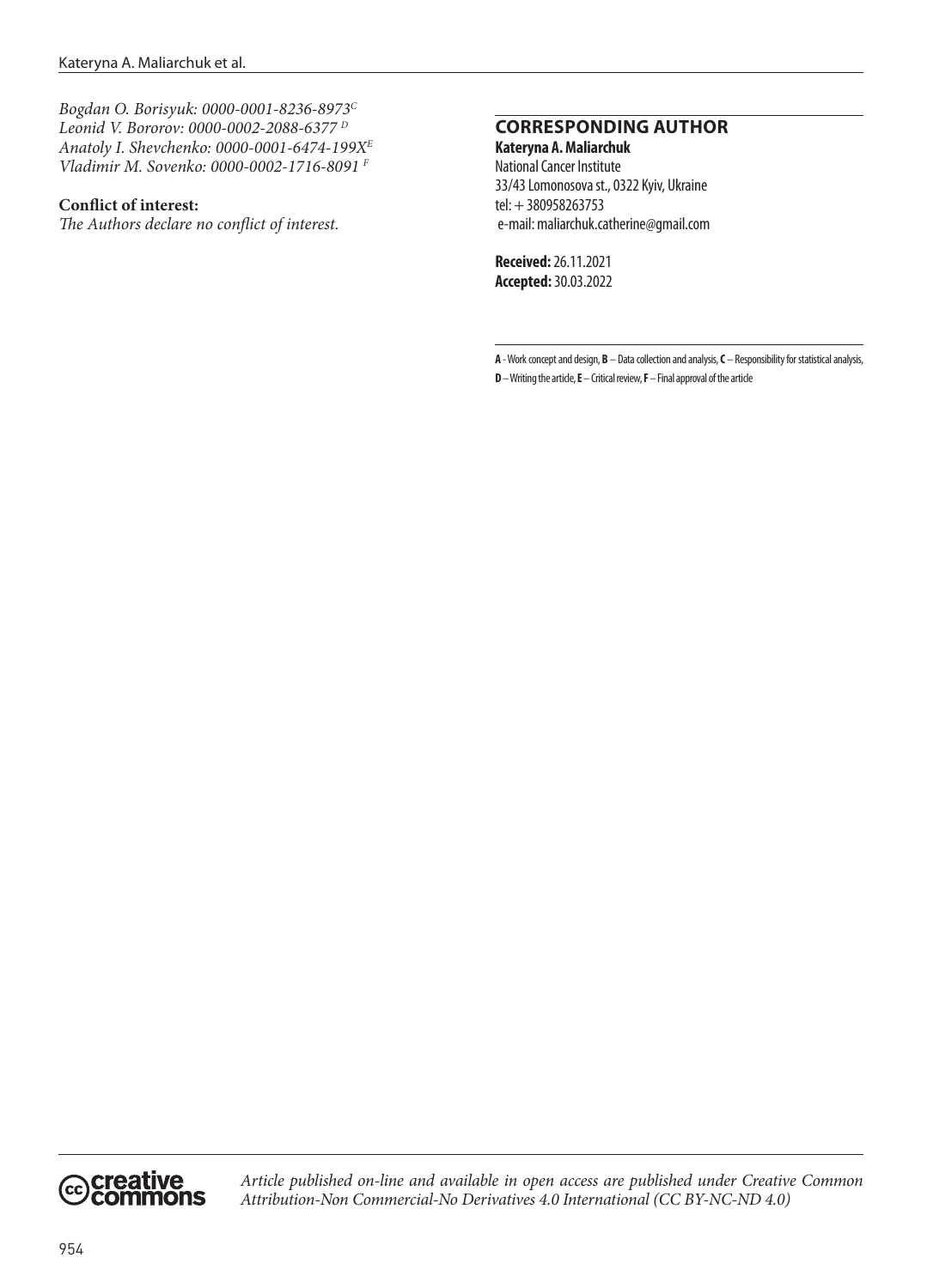*Bogdan O. Borisyuk: 0000-0001-8236-8973*[C]
*Leonid V. Bororov: 0000-0002-2088-6377* [D]
*Anatoly I. Shevchenko: 0000-0001-6474-199X*[E]
*Vladimir M. Sovenko: 0000-0002-1716-8091* [F]

**Conflict of interest:**
*The Authors declare no conflict of interest.*

## CORRESPONDING AUTHOR

**Kateryna A. Maliarchuk**
National Cancer Institute
33/43 Lomonosova st., 0322 Kyiv, Ukraine
tel: + 380958263753
e-mail: maliarchuk.catherine@gmail.com

**Received:** 26.11.2021
**Accepted:** 30.03.2022

**A** - Work concept and design, **B** – Data collection and analysis, **C** – Responsibility for statistical analysis,
**D** – Writing the article, **E** – Critical review, **F** – Final approval of the article

*Article published on-line and available in open access are published under Creative Common Attribution-Non Commercial-No Derivatives 4.0 International (CC BY-NC-ND 4.0)*